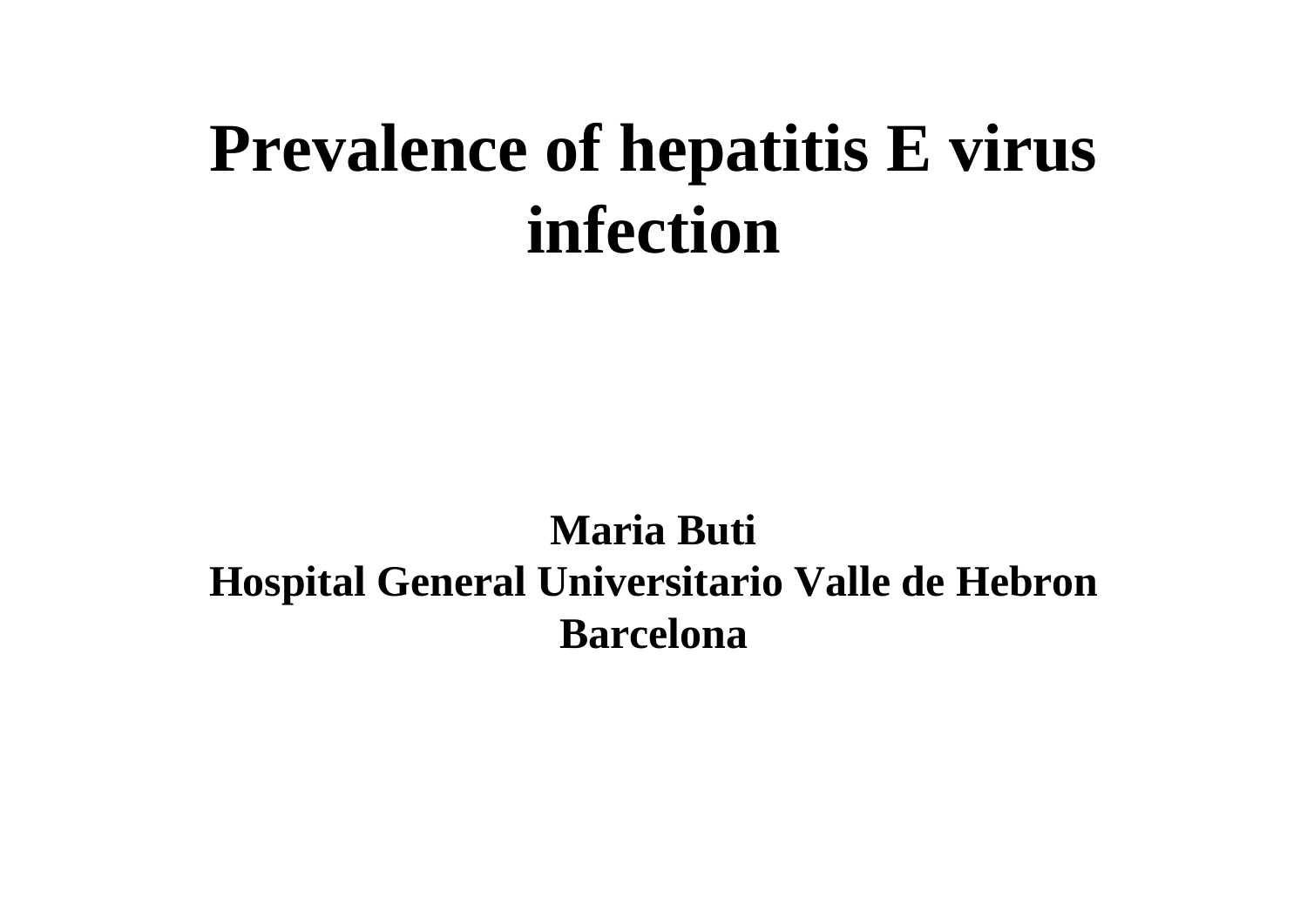# Prevalence of hepatitis E virus infection

**Maria Buti**
**Hospital General Universitario Valle de Hebron**
**Barcelona**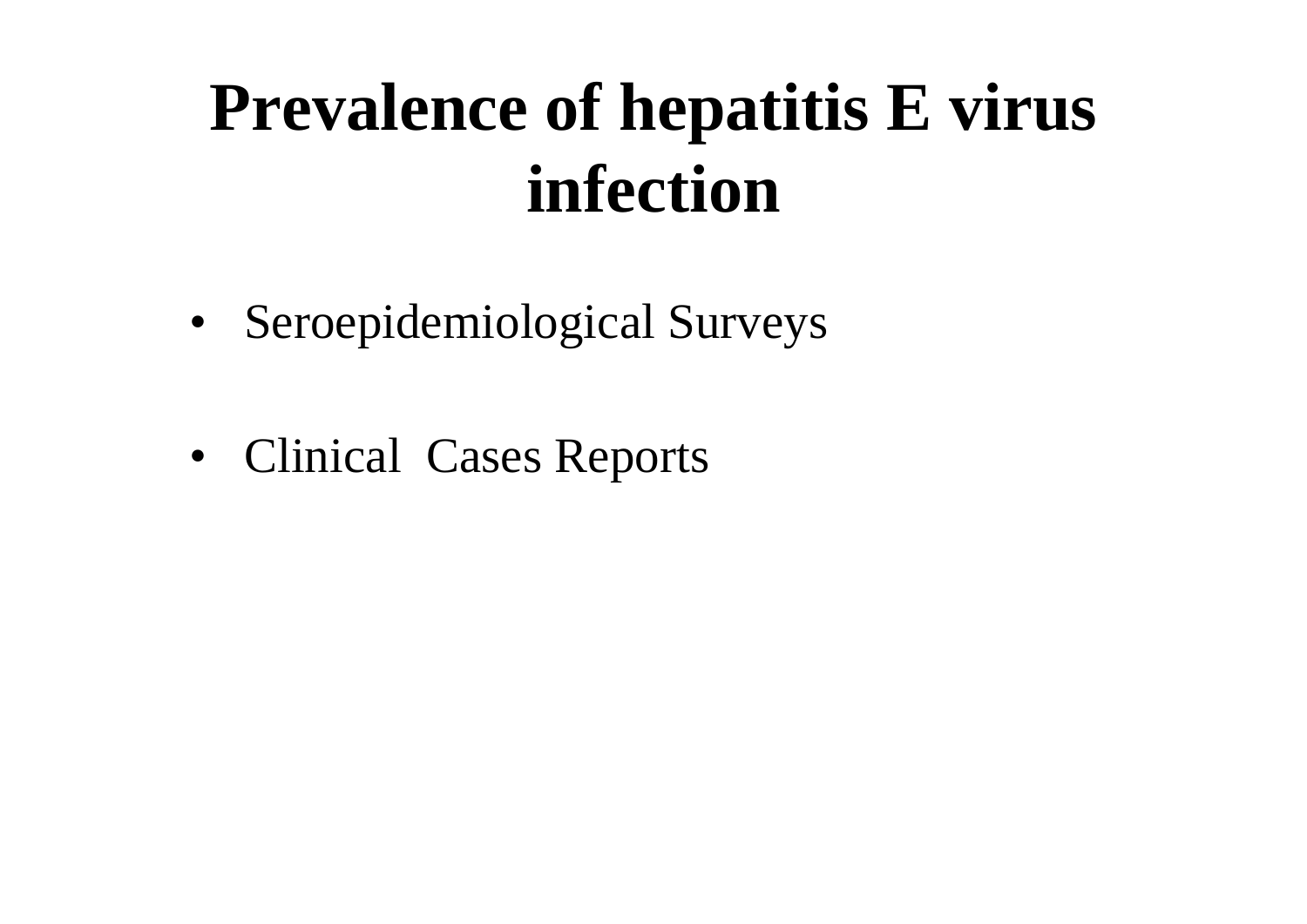# Prevalence of hepatitis E virus infection

- Seroepidemiological Surveys
- Clinical Cases Reports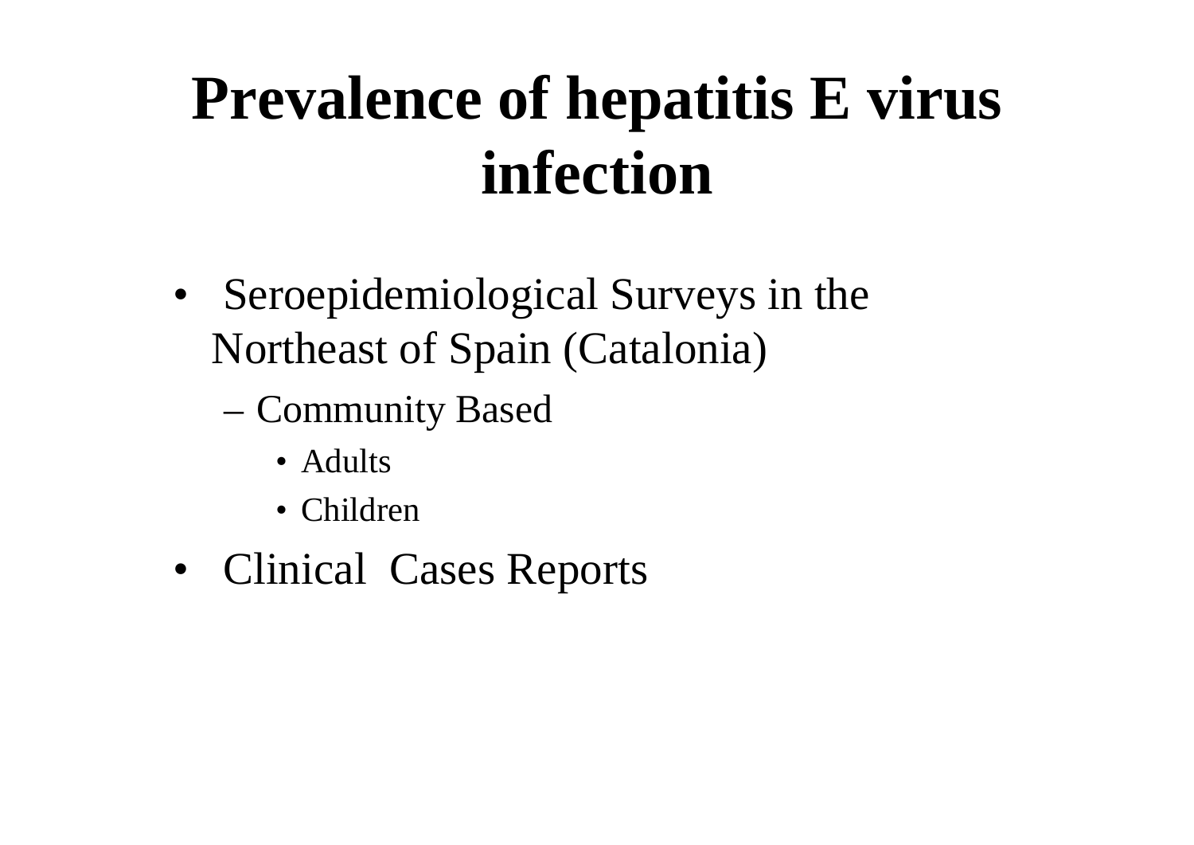# Prevalence of hepatitis E virus infection

- Seroepidemiological Surveys in the Northeast of Spain (Catalonia)
  - Community Based
    - Adults
    - Children
- Clinical Cases Reports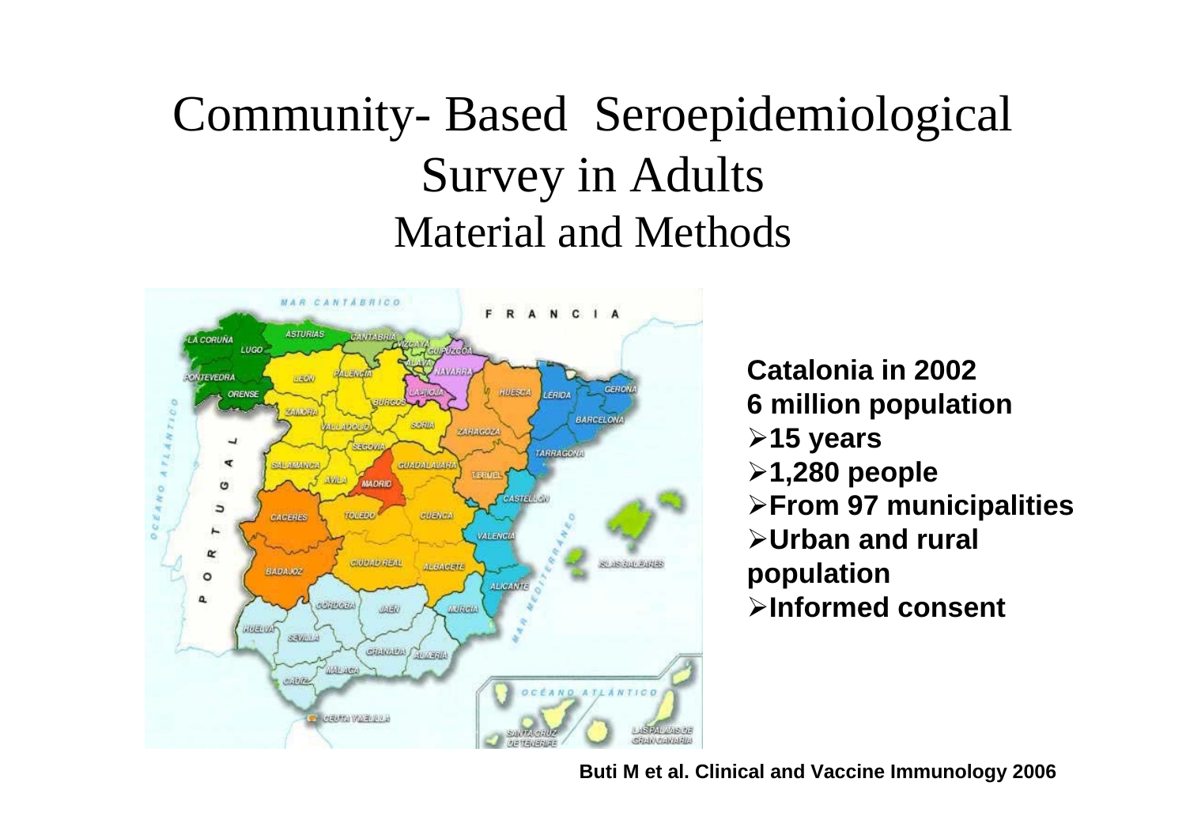# Community- Based Seroepidemiological Survey in Adults

## Material and Methods

**Catalonia in 2002**
**6 million population**

- **15 years**
- **1,280 people**
- **From 97 municipalities**
- **Urban and rural population**
- **Informed consent**

**Buti M et al. Clinical and Vaccine Immunology 2006**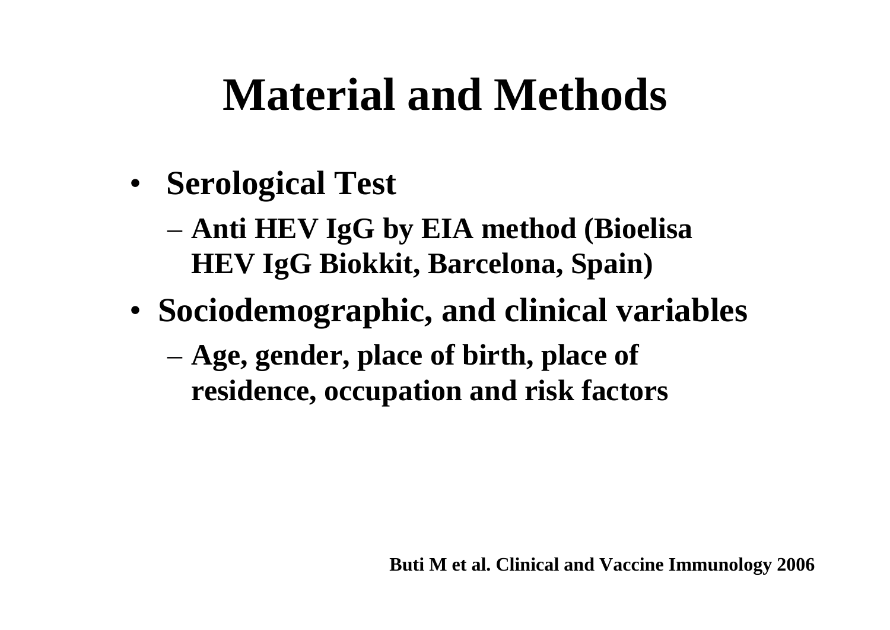# Material and Methods

- **Serological Test**
  - **Anti HEV IgG by EIA method (Bioelisa HEV IgG Biokkit, Barcelona, Spain)**
- **Sociodemographic, and clinical variables**
  - **Age, gender, place of birth, place of residence, occupation and risk factors**

**Buti M et al. Clinical and Vaccine Immunology 2006**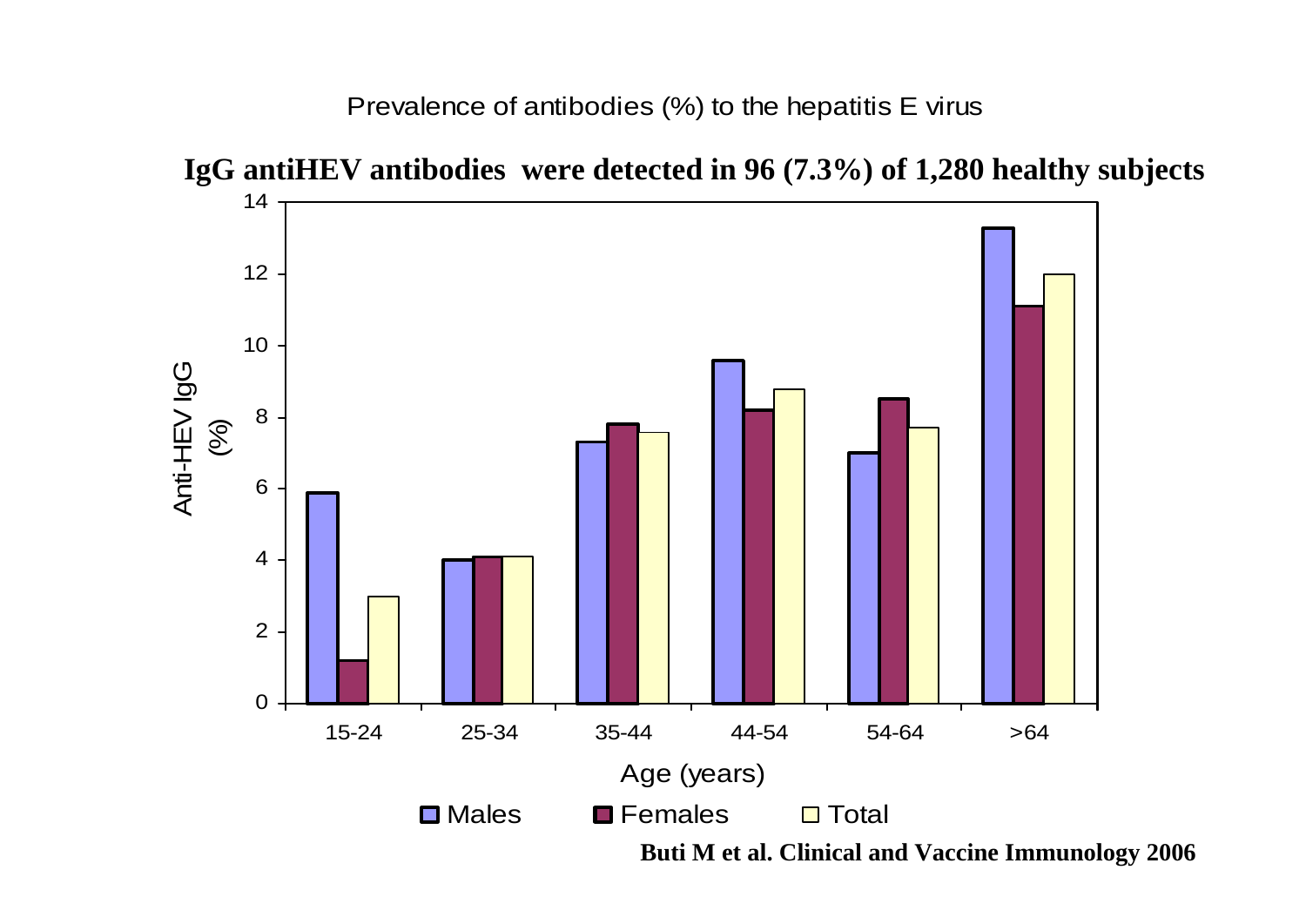Prevalence of antibodies (%) to the hepatitis E virus

**IgG antiHEV antibodies were detected in 96 (7.3%) of 1,280 healthy subjects**

Anti-HEV IgG (%)

14
12
10
8
6
4
2
0

15-24
25-34
35-44
44-54
54-64
>64

Age (years)

Males
Females
Total

**Buti M et al. Clinical and Vaccine Immunology 2006**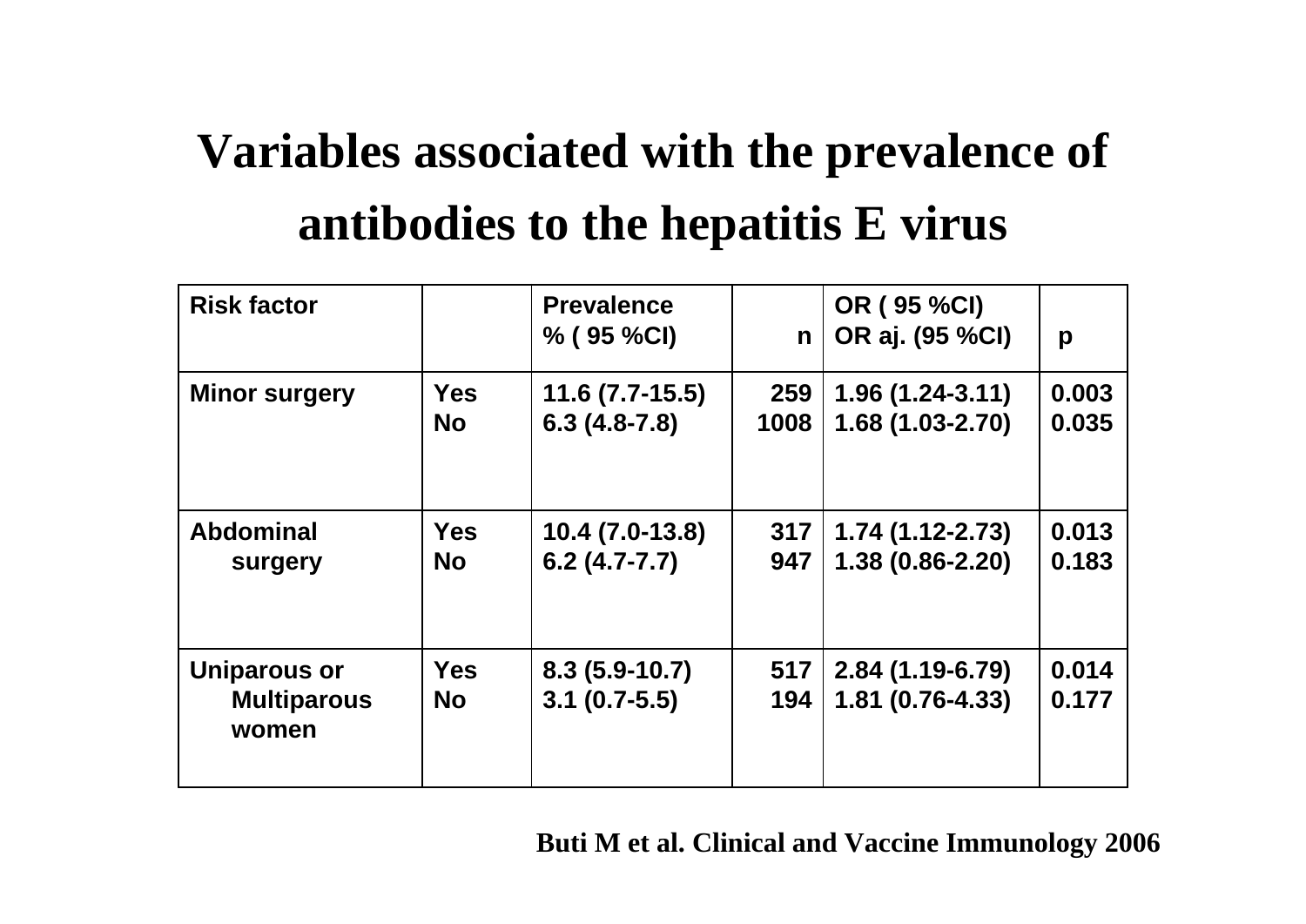# Variables associated with the prevalence of antibodies to the hepatitis E virus

| Risk factor | | Prevalence % ( 95 %CI) | n | OR ( 95 %CI) OR aj. (95 %CI) | p |
|---|---|---|---|---|---|
| Minor surgery | Yes | 11.6 (7.7-15.5) | 259 | 1.96 (1.24-3.11) | 0.003 |
| | No | 6.3 (4.8-7.8) | 1008 | 1.68 (1.03-2.70) | 0.035 |
| Abdominal surgery | Yes | 10.4 (7.0-13.8) | 317 | 1.74 (1.12-2.73) | 0.013 |
| | No | 6.2 (4.7-7.7) | 947 | 1.38 (0.86-2.20) | 0.183 |
| Uniparous or Multiparous women | Yes | 8.3 (5.9-10.7) | 517 | 2.84 (1.19-6.79) | 0.014 |
| | No | 3.1 (0.7-5.5) | 194 | 1.81 (0.76-4.33) | 0.177 |

**Buti M et al. Clinical and Vaccine Immunology 2006**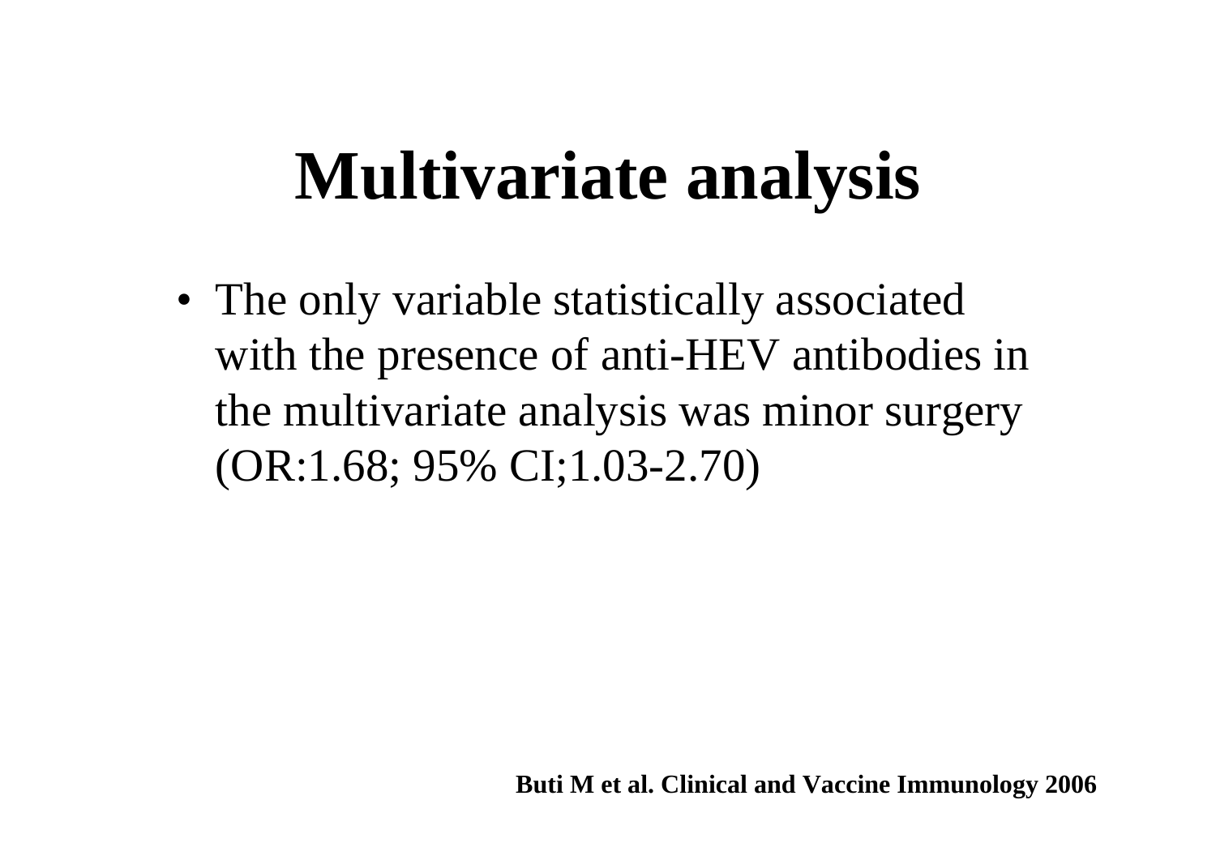# Multivariate analysis

- The only variable statistically associated with the presence of anti-HEV antibodies in the multivariate analysis was minor surgery (OR:1.68; 95% CI;1.03-2.70)

**Buti M et al. Clinical and Vaccine Immunology 2006**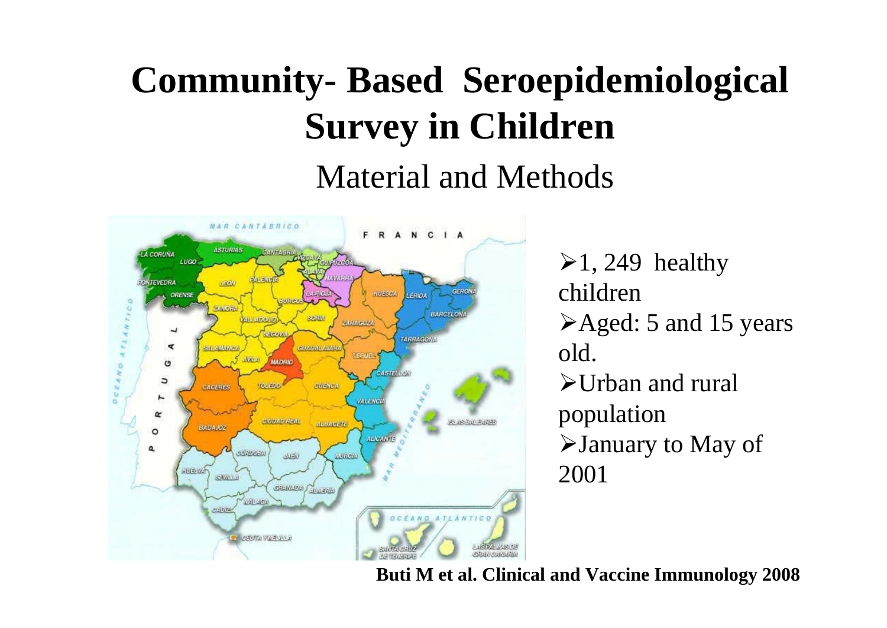# Community- Based Seroepidemiological Survey in Children

## Material and Methods

- 1, 249 healthy children
- Aged: 5 and 15 years old.
- Urban and rural population
- January to May of 2001

**Buti M et al. Clinical and Vaccine Immunology 2008**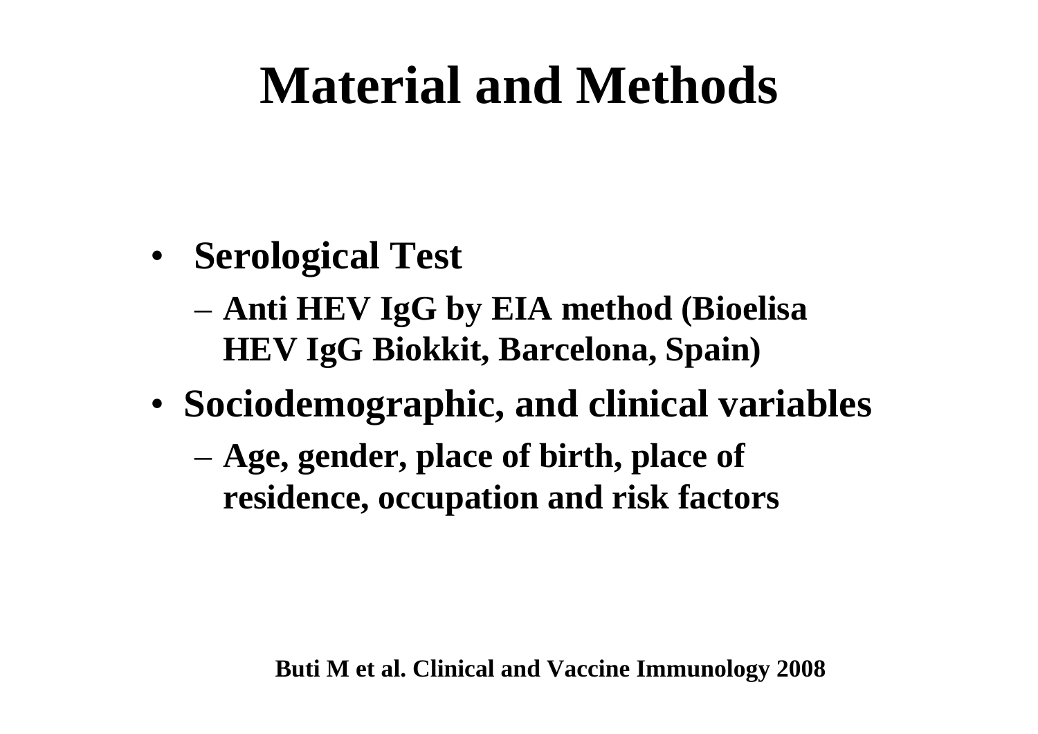# Material and Methods

- **Serological Test**
  - **Anti HEV IgG by EIA method (Bioelisa HEV IgG Biokkit, Barcelona, Spain)**
- **Sociodemographic, and clinical variables**
  - **Age, gender, place of birth, place of residence, occupation and risk factors**

**Buti M et al. Clinical and Vaccine Immunology 2008**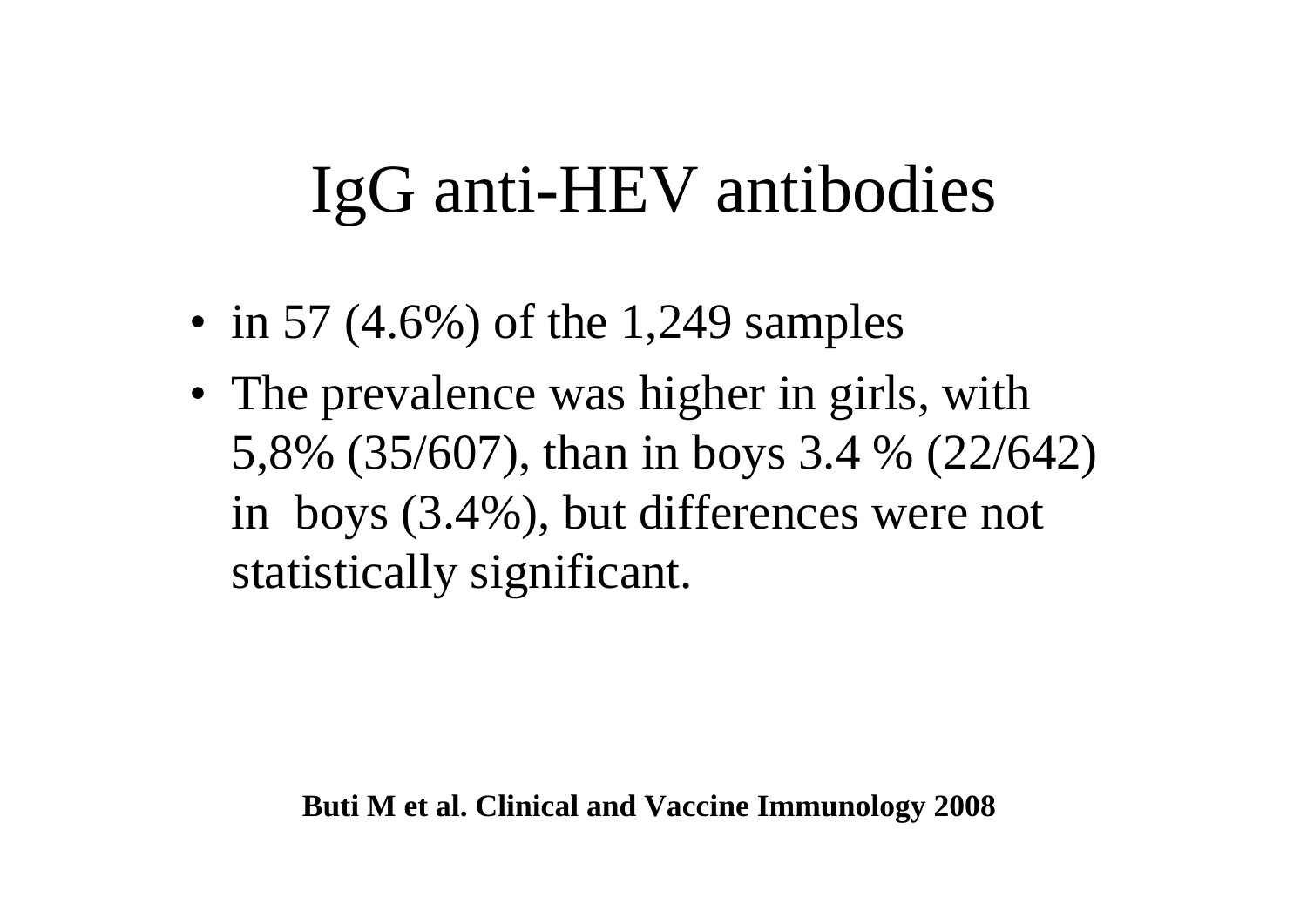# IgG anti-HEV antibodies

- in 57 (4.6%) of the 1,249 samples
- The prevalence was higher in girls, with 5,8% (35/607), than in boys 3.4 % (22/642) in boys (3.4%), but differences were not statistically significant.

**Buti M et al. Clinical and Vaccine Immunology 2008**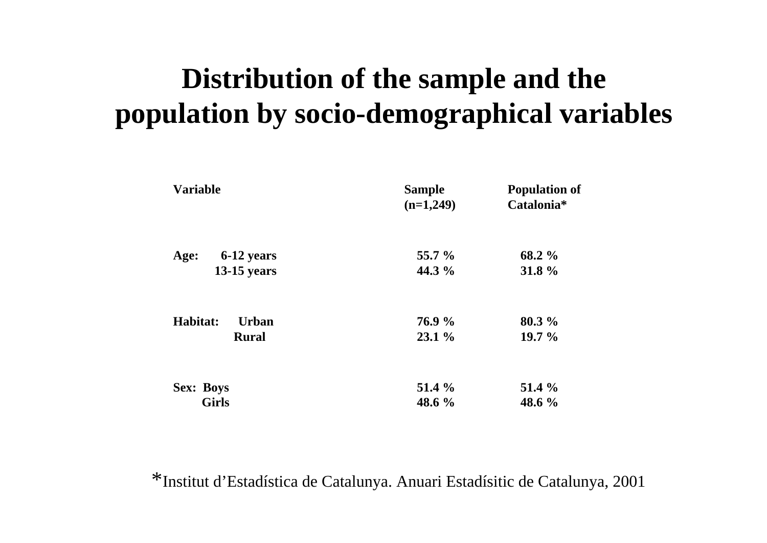# Distribution of the sample and the population by socio-demographical variables

| Variable | | Sample (n=1,249) | Population of Catalonia* |
|---|---|---|---|
| Age: | 6-12 years | 55.7 % | 68.2 % |
| | 13-15 years | 44.3 % | 31.8 % |
| Habitat: | Urban | 76.9 % | 80.3 % |
| | Rural | 23.1 % | 19.7 % |
| Sex: | Boys | 51.4 % | 51.4 % |
| | Girls | 48.6 % | 48.6 % |

*Institut d'Estadística de Catalunya. Anuari Estadísitic de Catalunya, 2001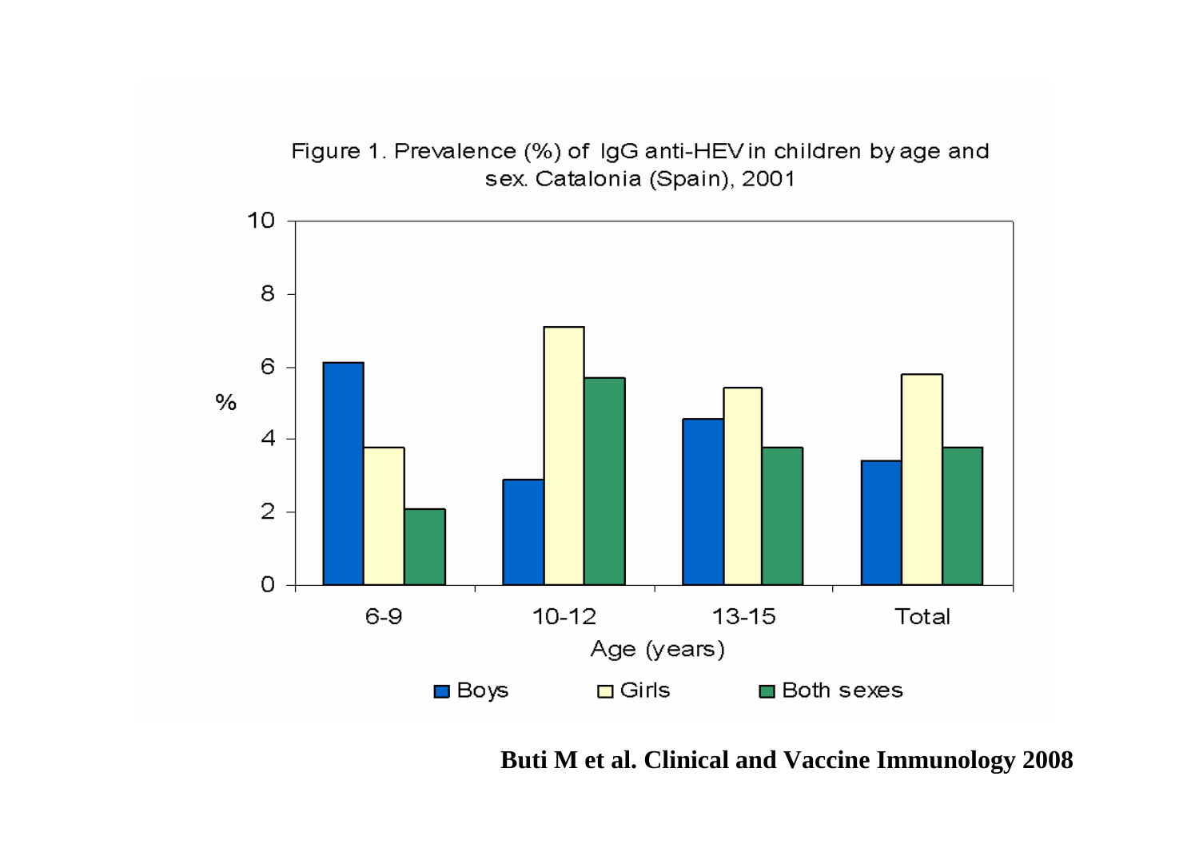Figure 1. Prevalence (%) of IgG anti-HEV in children by age and sex. Catalonia (Spain), 2001

10
8
6
%
4
2
0

6-9
10-12
13-15
Total

Age (years)

Boys
Girls
Both sexes

**Buti M et al. Clinical and Vaccine Immunology 2008**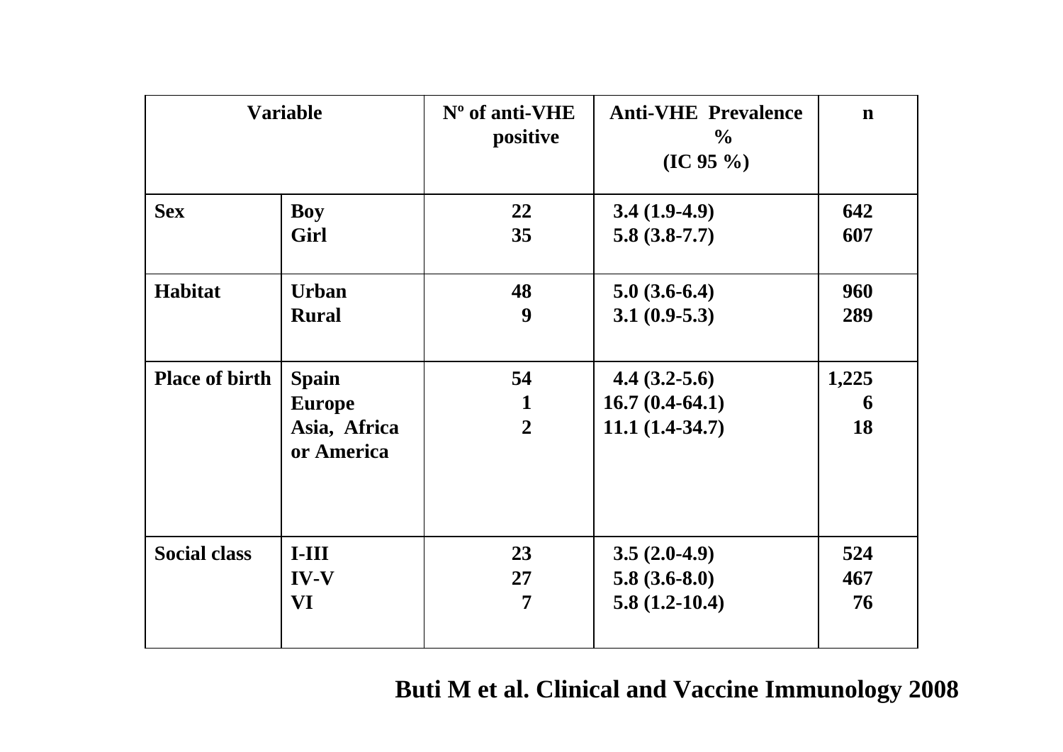| Variable | | Nº of anti-VHE positive | Anti-VHE Prevalence % (IC 95 %) | n |
|---|---|---|---|---|
| **Sex** | **Boy** | **22** | **3.4 (1.9-4.9)** | **642** |
| | **Girl** | **35** | **5.8 (3.8-7.7)** | **607** |
| **Habitat** | **Urban** | **48** | **5.0 (3.6-6.4)** | **960** |
| | **Rural** | **9** | **3.1 (0.9-5.3)** | **289** |
| **Place of birth** | **Spain** | **54** | **4.4 (3.2-5.6)** | **1,225** |
| | **Europe** | **1** | **16.7 (0.4-64.1)** | **6** |
| | **Asia, Africa or America** | **2** | **11.1 (1.4-34.7)** | **18** |
| **Social class** | **I-III** | **23** | **3.5 (2.0-4.9)** | **524** |
| | **IV-V** | **27** | **5.8 (3.6-8.0)** | **467** |
| | **VI** | **7** | **5.8 (1.2-10.4)** | **76** |

**Buti M et al. Clinical and Vaccine Immunology 2008**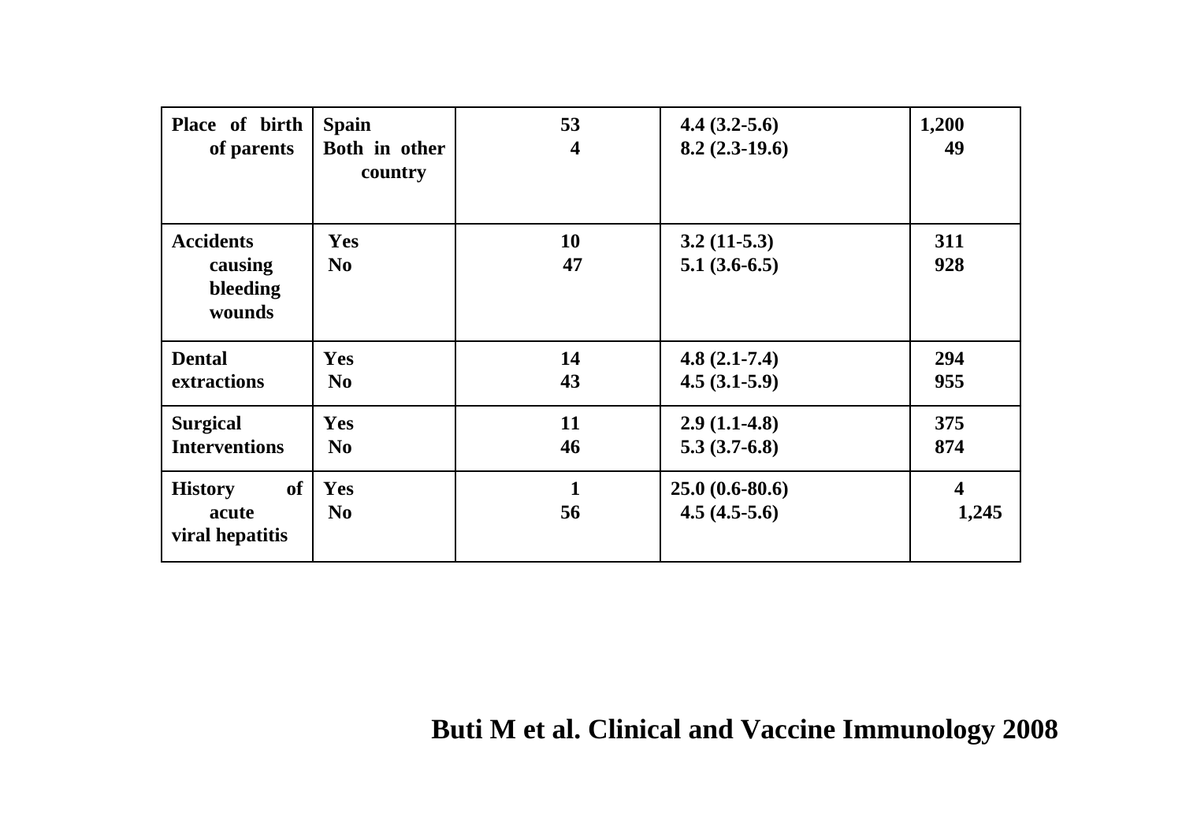| | | | | |
|---|---|---|---|---|
| **Place of birth of parents** | **Spain**<br>**Both in other country** | **53**<br>**4** | **4.4 (3.2-5.6)**<br>**8.2 (2.3-19.6)** | **1,200**<br>**49** |
| **Accidents causing bleeding wounds** | **Yes**<br>**No** | **10**<br>**47** | **3.2 (11-5.3)**<br>**5.1 (3.6-6.5)** | **311**<br>**928** |
| **Dental extractions** | **Yes**<br>**No** | **14**<br>**43** | **4.8 (2.1-7.4)**<br>**4.5 (3.1-5.9)** | **294**<br>**955** |
| **Surgical Interventions** | **Yes**<br>**No** | **11**<br>**46** | **2.9 (1.1-4.8)**<br>**5.3 (3.7-6.8)** | **375**<br>**874** |
| **History of acute viral hepatitis** | **Yes**<br>**No** | **1**<br>**56** | **25.0 (0.6-80.6)**<br>**4.5 (4.5-5.6)** | **4**<br>**1,245** |

**Buti M et al. Clinical and Vaccine Immunology 2008**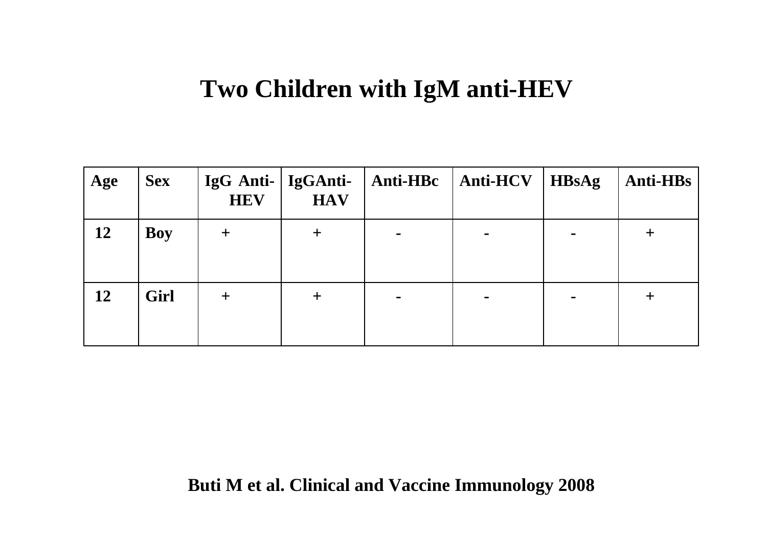# Two Children with IgM anti-HEV

| Age | Sex | IgG Anti-HEV | IgGAnti-HAV | Anti-HBc | Anti-HCV | HBsAg | Anti-HBs |
|---|---|---|---|---|---|---|---|
| 12 | Boy | + | + | - | - | - | + |
| 12 | Girl | + | + | - | - | - | + |

**Buti M et al. Clinical and Vaccine Immunology 2008**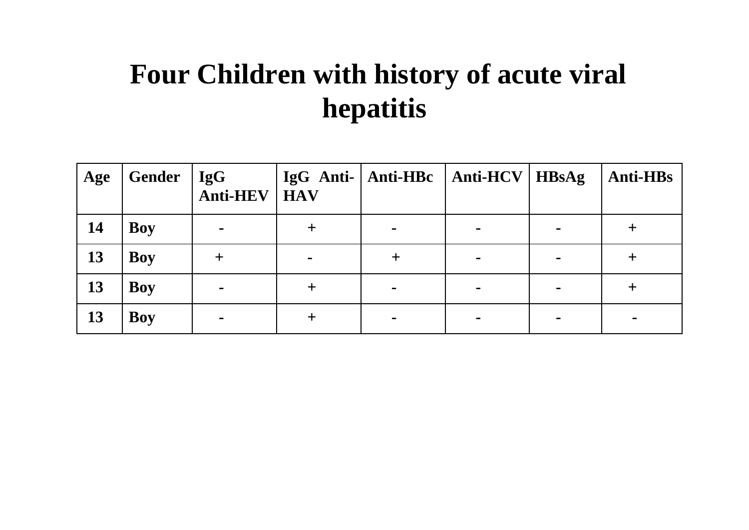# Four Children with history of acute viral hepatitis

| Age | Gender | IgG Anti-HEV | IgG Anti-HAV | Anti-HBc | Anti-HCV | HBsAg | Anti-HBs |
|---|---|---|---|---|---|---|---|
| 14 | Boy | - | + | - | - | - | + |
| 13 | Boy | + | - | + | - | - | + |
| 13 | Boy | - | + | - | - | - | + |
| 13 | Boy | - | + | - | - | - | - |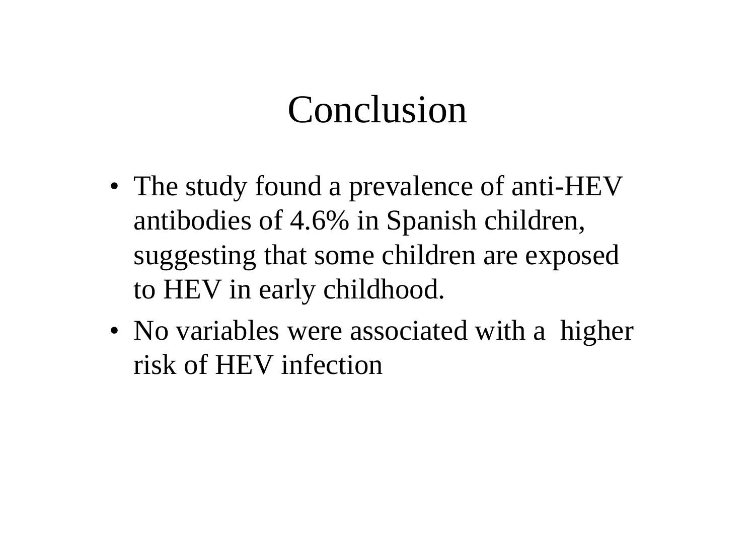# Conclusion

- The study found a prevalence of anti-HEV antibodies of 4.6% in Spanish children, suggesting that some children are exposed to HEV in early childhood.
- No variables were associated with a higher risk of HEV infection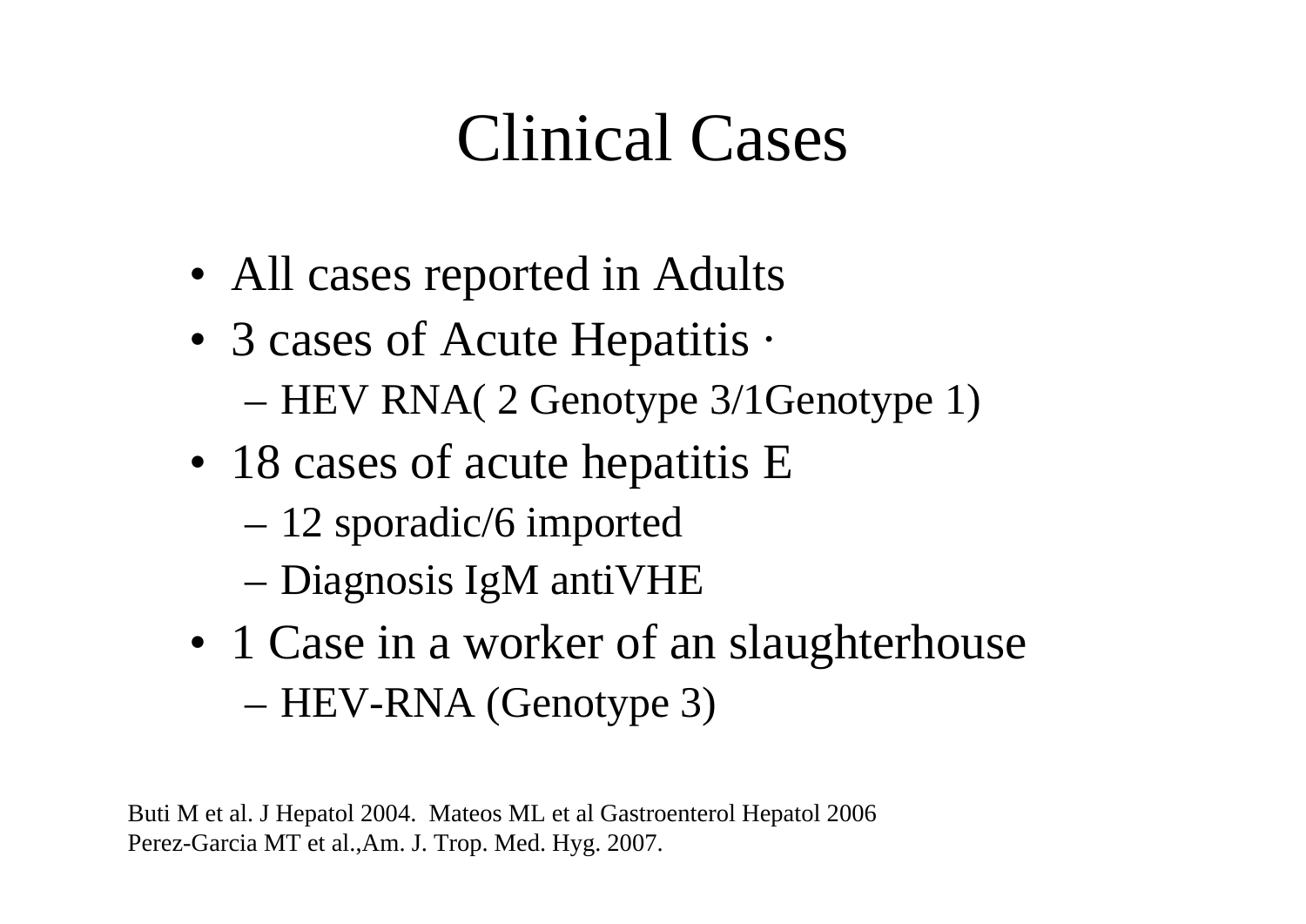# Clinical Cases

- All cases reported in Adults
- 3 cases of Acute Hepatitis ·
  - HEV RNA( 2 Genotype 3/1Genotype 1)
- 18 cases of acute hepatitis E
  - 12 sporadic/6 imported
  - Diagnosis IgM antiVHE
- 1 Case in a worker of an slaughterhouse
  - HEV-RNA (Genotype 3)

Buti M et al. J Hepatol 2004. Mateos ML et al Gastroenterol Hepatol 2006
Perez-Garcia MT et al.,Am. J. Trop. Med. Hyg. 2007.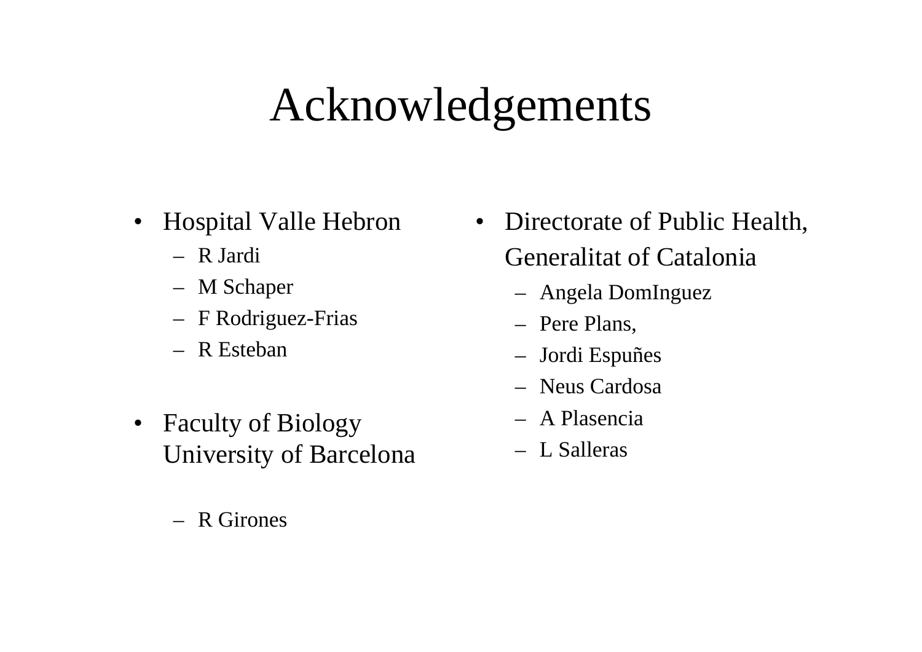# Acknowledgements

- Hospital Valle Hebron
  - R Jardi
  - M Schaper
  - F Rodriguez-Frias
  - R Esteban

- Faculty of Biology University of Barcelona
  - R Girones

- Directorate of Public Health, Generalitat of Catalonia
  - Angela DomInguez
  - Pere Plans,
  - Jordi Espuñes
  - Neus Cardosa
  - A Plasencia
  - L Salleras